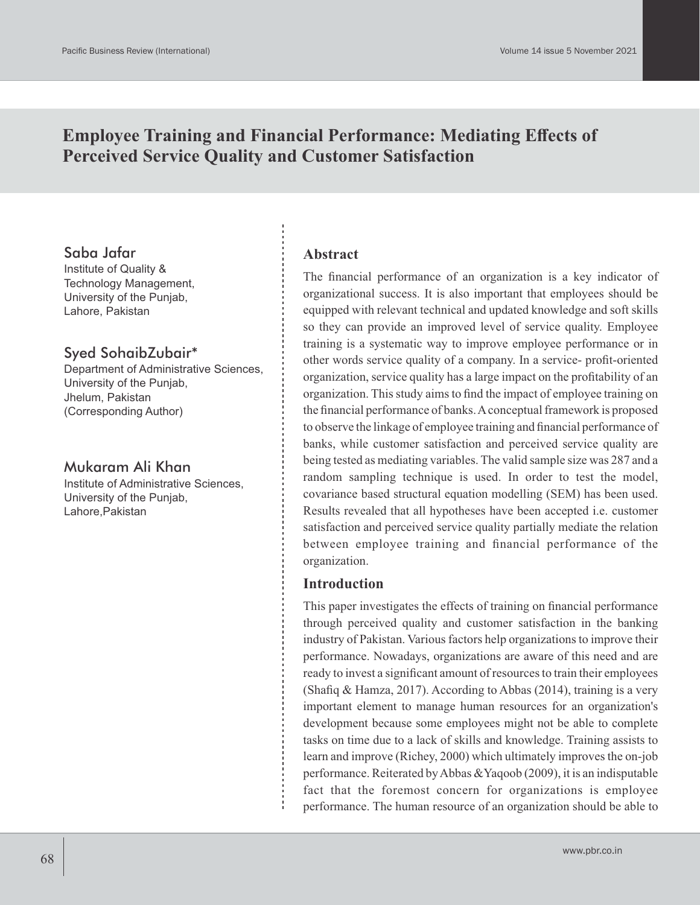# Employee Training and Financial Performance: Mediating Effects of Perceived Service Quality and Customer Satisfaction

**Saba Jafar**
Institute of Quality & Technology Management,
University of the Punjab,
Lahore, Pakistan

**Syed SohaibZubair***
Department of Administrative Sciences,
University of the Punjab,
Jhelum, Pakistan
(Corresponding Author)

**Mukaram Ali Khan**
Institute of Administrative Sciences,
University of the Punjab,
Lahore,Pakistan

## Abstract

The financial performance of an organization is a key indicator of organizational success. It is also important that employees should be equipped with relevant technical and updated knowledge and soft skills so they can provide an improved level of service quality. Employee training is a systematic way to improve employee performance or in other words service quality of a company. In a service- profit-oriented organization, service quality has a large impact on the profitability of an organization. This study aims to find the impact of employee training on the financial performance of banks. A conceptual framework is proposed to observe the linkage of employee training and financial performance of banks, while customer satisfaction and perceived service quality are being tested as mediating variables. The valid sample size was 287 and a random sampling technique is used. In order to test the model, covariance based structural equation modelling (SEM) has been used. Results revealed that all hypotheses have been accepted i.e. customer satisfaction and perceived service quality partially mediate the relation between employee training and financial performance of the organization.

## Introduction

This paper investigates the effects of training on financial performance through perceived quality and customer satisfaction in the banking industry of Pakistan. Various factors help organizations to improve their performance. Nowadays, organizations are aware of this need and are ready to invest a significant amount of resources to train their employees (Shafiq & Hamza, 2017). According to Abbas (2014), training is a very important element to manage human resources for an organization's development because some employees might not be able to complete tasks on time due to a lack of skills and knowledge. Training assists to learn and improve (Richey, 2000) which ultimately improves the on-job performance. Reiterated by Abbas &Yaqoob (2009), it is an indisputable fact that the foremost concern for organizations is employee performance. The human resource of an organization should be able to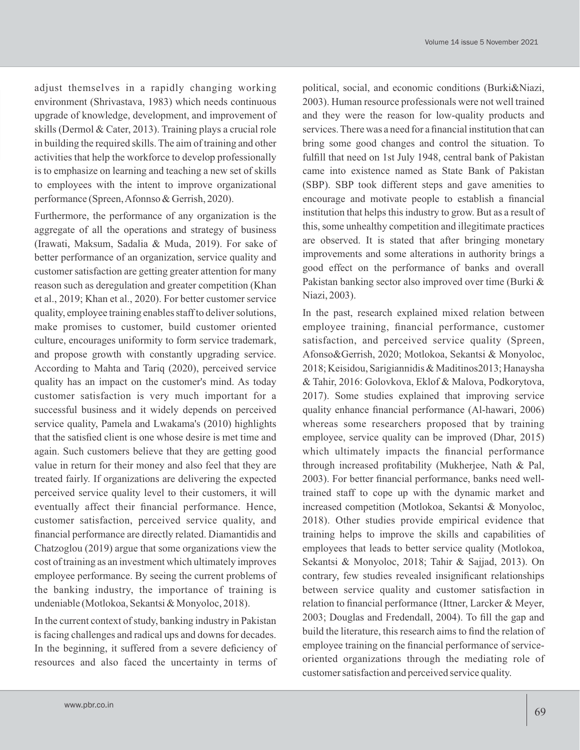adjust themselves in a rapidly changing working environment (Shrivastava, 1983) which needs continuous upgrade of knowledge, development, and improvement of skills (Dermol & Cater, 2013). Training plays a crucial role in building the required skills. The aim of training and other activities that help the workforce to develop professionally is to emphasize on learning and teaching a new set of skills to employees with the intent to improve organizational performance (Spreen, Afonnso & Gerrish, 2020).

Furthermore, the performance of any organization is the aggregate of all the operations and strategy of business (Irawati, Maksum, Sadalia & Muda, 2019). For sake of better performance of an organization, service quality and customer satisfaction are getting greater attention for many reason such as deregulation and greater competition (Khan et al., 2019; Khan et al., 2020). For better customer service quality, employee training enables staff to deliver solutions, make promises to customer, build customer oriented culture, encourages uniformity to form service trademark, and propose growth with constantly upgrading service. According to Mahta and Tariq (2020), perceived service quality has an impact on the customer's mind. As today customer satisfaction is very much important for a successful business and it widely depends on perceived service quality, Pamela and Lwakama's (2010) highlights that the satisfied client is one whose desire is met time and again. Such customers believe that they are getting good value in return for their money and also feel that they are treated fairly. If organizations are delivering the expected perceived service quality level to their customers, it will eventually affect their financial performance. Hence, customer satisfaction, perceived service quality, and financial performance are directly related. Diamantidis and Chatzoglou (2019) argue that some organizations view the cost of training as an investment which ultimately improves employee performance. By seeing the current problems of the banking industry, the importance of training is undeniable (Motlokoa, Sekantsi & Monyoloc, 2018).

In the current context of study, banking industry in Pakistan is facing challenges and radical ups and downs for decades. In the beginning, it suffered from a severe deficiency of resources and also faced the uncertainty in terms of political, social, and economic conditions (Burki&Niazi, 2003). Human resource professionals were not well trained and they were the reason for low-quality products and services. There was a need for a financial institution that can bring some good changes and control the situation. To fulfill that need on 1st July 1948, central bank of Pakistan came into existence named as State Bank of Pakistan (SBP). SBP took different steps and gave amenities to encourage and motivate people to establish a financial institution that helps this industry to grow. But as a result of this, some unhealthy competition and illegitimate practices are observed. It is stated that after bringing monetary improvements and some alterations in authority brings a good effect on the performance of banks and overall Pakistan banking sector also improved over time (Burki & Niazi, 2003).

In the past, research explained mixed relation between employee training, financial performance, customer satisfaction, and perceived service quality (Spreen, Afonso&Gerrish, 2020; Motlokoa, Sekantsi & Monyoloc, 2018; Keisidou, Sarigiannidis & Maditinos2013; Hanaysha & Tahir, 2016: Golovkova, Eklof & Malova, Podkorytova, 2017). Some studies explained that improving service quality enhance financial performance (Al-hawari, 2006) whereas some researchers proposed that by training employee, service quality can be improved (Dhar, 2015) which ultimately impacts the financial performance through increased profitability (Mukherjee, Nath & Pal, 2003). For better financial performance, banks need well-trained staff to cope up with the dynamic market and increased competition (Motlokoa, Sekantsi & Monyoloc, 2018). Other studies provide empirical evidence that training helps to improve the skills and capabilities of employees that leads to better service quality (Motlokoa, Sekantsi & Monyoloc, 2018; Tahir & Sajjad, 2013). On contrary, few studies revealed insignificant relationships between service quality and customer satisfaction in relation to financial performance (Ittner, Larcker & Meyer, 2003; Douglas and Fredendall, 2004). To fill the gap and build the literature, this research aims to find the relation of employee training on the financial performance of service-oriented organizations through the mediating role of customer satisfaction and perceived service quality.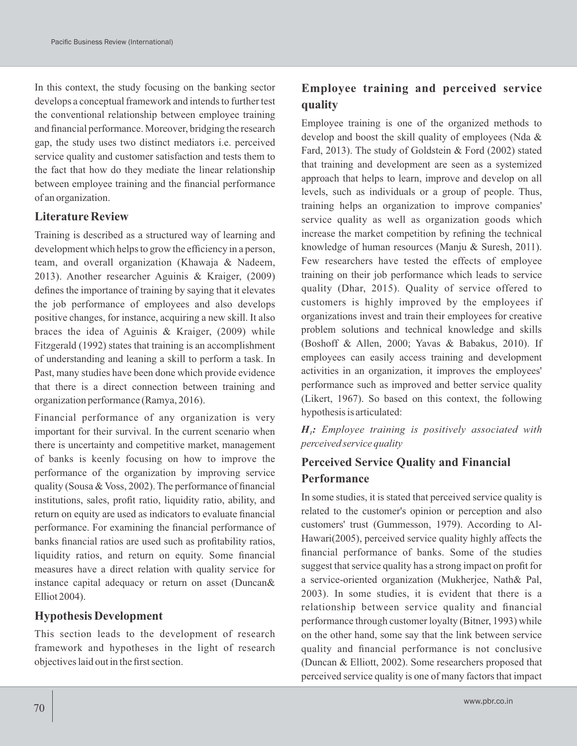In this context, the study focusing on the banking sector develops a conceptual framework and intends to further test the conventional relationship between employee training and financial performance. Moreover, bridging the research gap, the study uses two distinct mediators i.e. perceived service quality and customer satisfaction and tests them to the fact that how do they mediate the linear relationship between employee training and the financial performance of an organization.

## Literature Review

Training is described as a structured way of learning and development which helps to grow the efficiency in a person, team, and overall organization (Khawaja & Nadeem, 2013). Another researcher Aguinis & Kraiger, (2009) defines the importance of training by saying that it elevates the job performance of employees and also develops positive changes, for instance, acquiring a new skill. It also braces the idea of Aguinis & Kraiger, (2009) while Fitzgerald (1992) states that training is an accomplishment of understanding and leaning a skill to perform a task. In Past, many studies have been done which provide evidence that there is a direct connection between training and organization performance (Ramya, 2016).

Financial performance of any organization is very important for their survival. In the current scenario when there is uncertainty and competitive market, management of banks is keenly focusing on how to improve the performance of the organization by improving service quality (Sousa & Voss, 2002). The performance of financial institutions, sales, profit ratio, liquidity ratio, ability, and return on equity are used as indicators to evaluate financial performance. For examining the financial performance of banks financial ratios are used such as profitability ratios, liquidity ratios, and return on equity. Some financial measures have a direct relation with quality service for instance capital adequacy or return on asset (Duncan& Elliot 2004).

## Hypothesis Development

This section leads to the development of research framework and hypotheses in the light of research objectives laid out in the first section.

### Employee training and perceived service quality

Employee training is one of the organized methods to develop and boost the skill quality of employees (Nda & Fard, 2013). The study of Goldstein & Ford (2002) stated that training and development are seen as a systemized approach that helps to learn, improve and develop on all levels, such as individuals or a group of people. Thus, training helps an organization to improve companies' service quality as well as organization goods which increase the market competition by refining the technical knowledge of human resources (Manju & Suresh, 2011). Few researchers have tested the effects of employee training on their job performance which leads to service quality (Dhar, 2015). Quality of service offered to customers is highly improved by the employees if organizations invest and train their employees for creative problem solutions and technical knowledge and skills (Boshoff & Allen, 2000; Yavas & Babakus, 2010). If employees can easily access training and development activities in an organization, it improves the employees' performance such as improved and better service quality (Likert, 1967). So based on this context, the following hypothesis is articulated:

***$H_1$*****:** *Employee training is positively associated with perceived service quality*

### Perceived Service Quality and Financial Performance

In some studies, it is stated that perceived service quality is related to the customer's opinion or perception and also customers' trust (Gummesson, 1979). According to Al-Hawari(2005), perceived service quality highly affects the financial performance of banks. Some of the studies suggest that service quality has a strong impact on profit for a service-oriented organization (Mukherjee, Nath& Pal, 2003). In some studies, it is evident that there is a relationship between service quality and financial performance through customer loyalty (Bitner, 1993) while on the other hand, some say that the link between service quality and financial performance is not conclusive (Duncan & Elliott, 2002). Some researchers proposed that perceived service quality is one of many factors that impact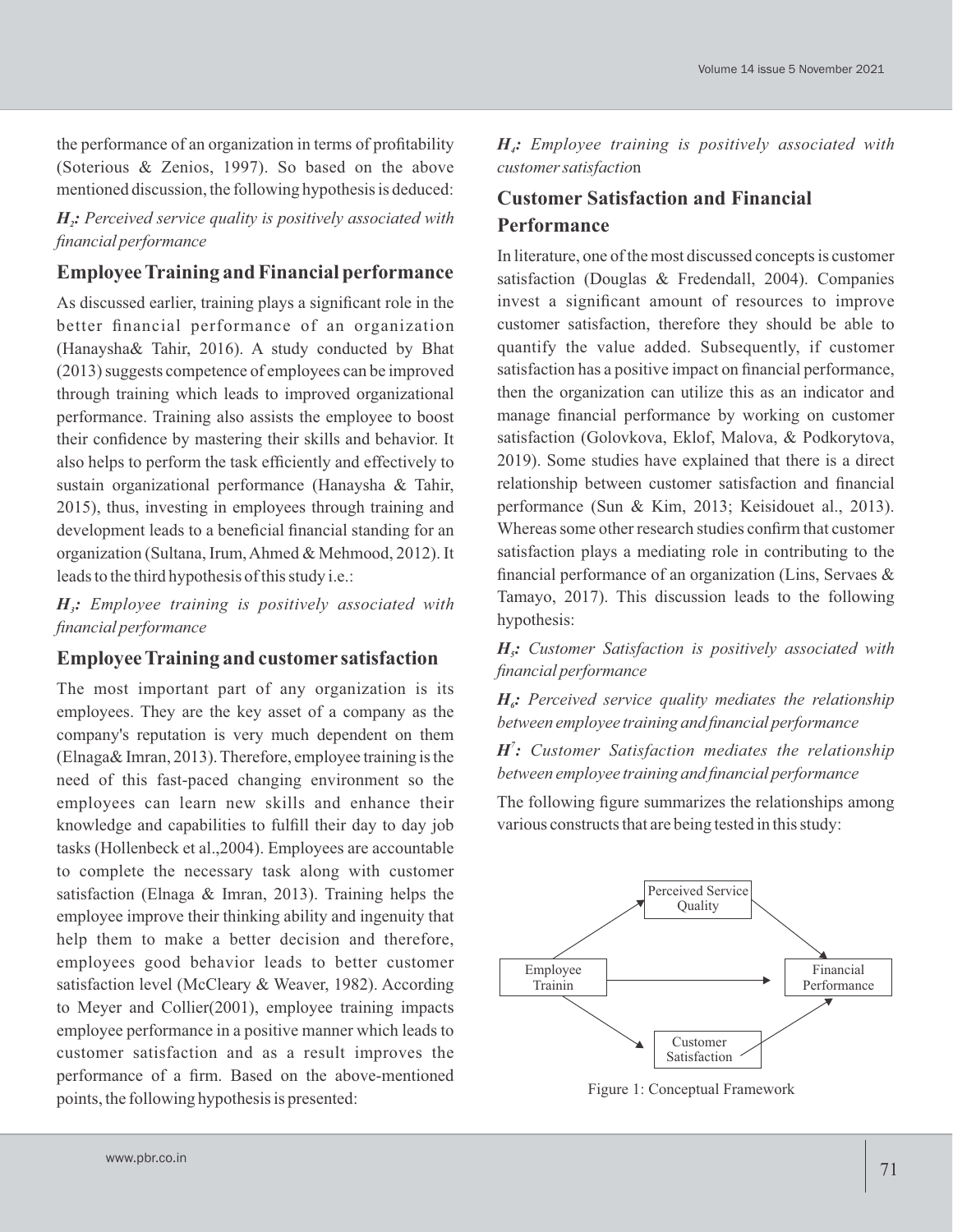the performance of an organization in terms of profitability (Soterious & Zenios, 1997). So based on the above mentioned discussion, the following hypothesis is deduced:

***$H_2$*: *Perceived service quality is positively associated with financial performance***

## Employee Training and Financial performance

As discussed earlier, training plays a significant role in the better financial performance of an organization (Hanaysha& Tahir, 2016). A study conducted by Bhat (2013) suggests competence of employees can be improved through training which leads to improved organizational performance. Training also assists the employee to boost their confidence by mastering their skills and behavior. It also helps to perform the task efficiently and effectively to sustain organizational performance (Hanaysha & Tahir, 2015), thus, investing in employees through training and development leads to a beneficial financial standing for an organization (Sultana, Irum, Ahmed & Mehmood, 2012). It leads to the third hypothesis of this study i.e.:

***$H_3$*: *Employee training is positively associated with financial performance***

## Employee Training and customer satisfaction

The most important part of any organization is its employees. They are the key asset of a company as the company's reputation is very much dependent on them (Elnaga& Imran, 2013). Therefore, employee training is the need of this fast-paced changing environment so the employees can learn new skills and enhance their knowledge and capabilities to fulfill their day to day job tasks (Hollenbeck et al.,2004). Employees are accountable to complete the necessary task along with customer satisfaction (Elnaga & Imran, 2013). Training helps the employee improve their thinking ability and ingenuity that help them to make a better decision and therefore, employees good behavior leads to better customer satisfaction level (McCleary & Weaver, 1982). According to Meyer and Collier(2001), employee training impacts employee performance in a positive manner which leads to customer satisfaction and as a result improves the performance of a firm. Based on the above-mentioned points, the following hypothesis is presented:

***$H_4$*: *Employee training is positively associated with customer satisfaction***

## Customer Satisfaction and Financial Performance

In literature, one of the most discussed concepts is customer satisfaction (Douglas & Fredendall, 2004). Companies invest a significant amount of resources to improve customer satisfaction, therefore they should be able to quantify the value added. Subsequently, if customer satisfaction has a positive impact on financial performance, then the organization can utilize this as an indicator and manage financial performance by working on customer satisfaction (Golovkova, Eklof, Malova, & Podkorytova, 2019). Some studies have explained that there is a direct relationship between customer satisfaction and financial performance (Sun & Kim, 2013; Keisidouet al., 2013). Whereas some other research studies confirm that customer satisfaction plays a mediating role in contributing to the financial performance of an organization (Lins, Servaes & Tamayo, 2017). This discussion leads to the following hypothesis:

***$H_5$*: *Customer Satisfaction is positively associated with financial performance***

***$H_6$*: *Perceived service quality mediates the relationship between employee training and financial performance***

***$H^7$*: *Customer Satisfaction mediates the relationship between employee training and financial performance***

The following figure summarizes the relationships among various constructs that are being tested in this study:

Figure 1: Conceptual Framework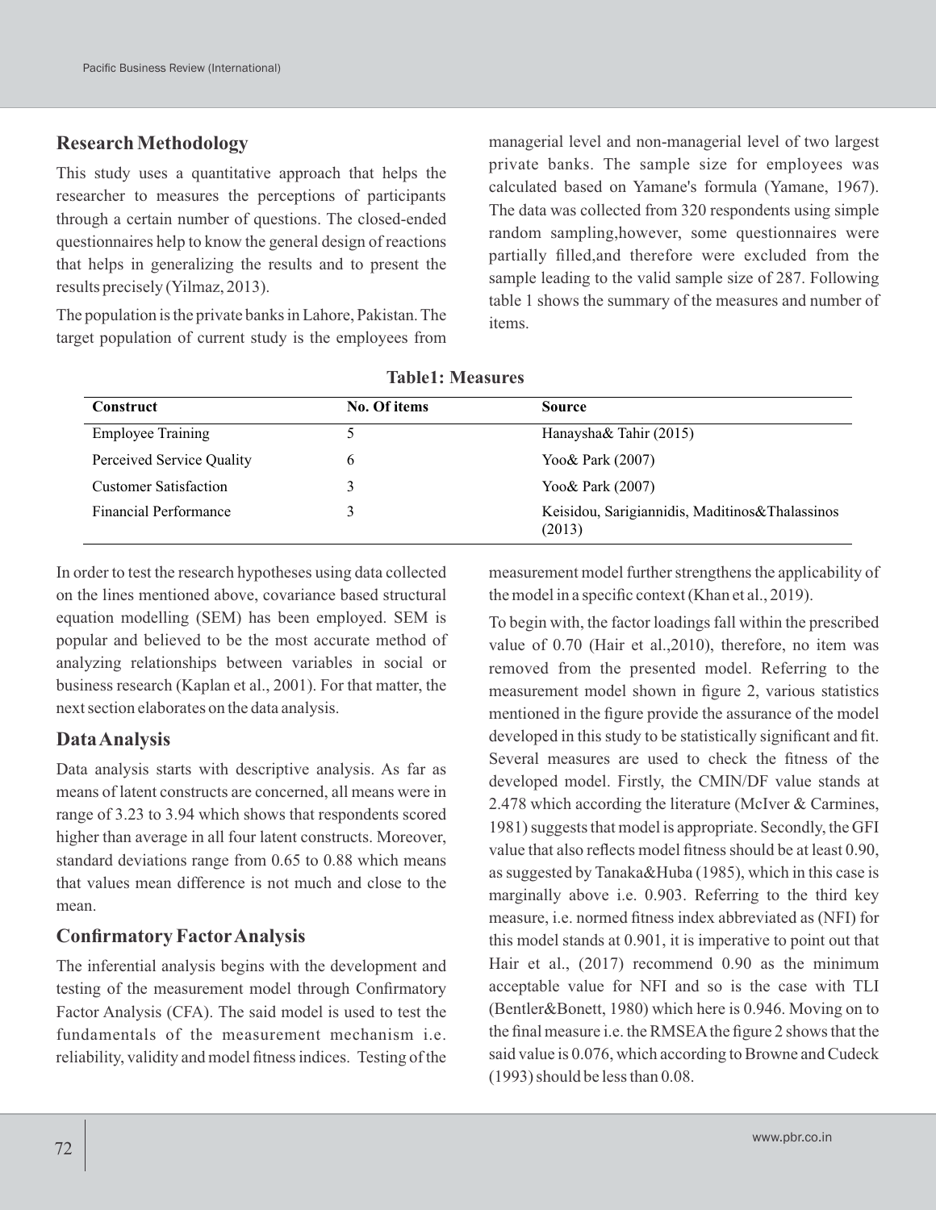## Research Methodology

This study uses a quantitative approach that helps the researcher to measures the perceptions of participants through a certain number of questions. The closed-ended questionnaires help to know the general design of reactions that helps in generalizing the results and to present the results precisely (Yilmaz, 2013).

The population is the private banks in Lahore, Pakistan. The target population of current study is the employees from managerial level and non-managerial level of two largest private banks. The sample size for employees was calculated based on Yamane's formula (Yamane, 1967). The data was collected from 320 respondents using simple random sampling,however, some questionnaires were partially filled,and therefore were excluded from the sample leading to the valid sample size of 287. Following table 1 shows the summary of the measures and number of items.

**Table1: Measures**

| Construct | No. Of items | Source |
|---|---|---|
| Employee Training | 5 | Hanaysha& Tahir (2015) |
| Perceived Service Quality | 6 | Yoo& Park (2007) |
| Customer Satisfaction | 3 | Yoo& Park (2007) |
| Financial Performance | 3 | Keisidou, Sarigiannidis, Maditinos&Thalassinos (2013) |

In order to test the research hypotheses using data collected on the lines mentioned above, covariance based structural equation modelling (SEM) has been employed. SEM is popular and believed to be the most accurate method of analyzing relationships between variables in social or business research (Kaplan et al., 2001). For that matter, the next section elaborates on the data analysis.

## Data Analysis

Data analysis starts with descriptive analysis. As far as means of latent constructs are concerned, all means were in range of 3.23 to 3.94 which shows that respondents scored higher than average in all four latent constructs. Moreover, standard deviations range from 0.65 to 0.88 which means that values mean difference is not much and close to the mean.

## Confirmatory Factor Analysis

The inferential analysis begins with the development and testing of the measurement model through Confirmatory Factor Analysis (CFA). The said model is used to test the fundamentals of the measurement mechanism i.e. reliability, validity and model fitness indices. Testing of the measurement model further strengthens the applicability of the model in a specific context (Khan et al., 2019).

To begin with, the factor loadings fall within the prescribed value of 0.70 (Hair et al.,2010), therefore, no item was removed from the presented model. Referring to the measurement model shown in figure 2, various statistics mentioned in the figure provide the assurance of the model developed in this study to be statistically significant and fit. Several measures are used to check the fitness of the developed model. Firstly, the CMIN/DF value stands at 2.478 which according the literature (McIver & Carmines, 1981) suggests that model is appropriate. Secondly, the GFI value that also reflects model fitness should be at least 0.90, as suggested by Tanaka&Huba (1985), which in this case is marginally above i.e. 0.903. Referring to the third key measure, i.e. normed fitness index abbreviated as (NFI) for this model stands at 0.901, it is imperative to point out that Hair et al., (2017) recommend 0.90 as the minimum acceptable value for NFI and so is the case with TLI (Bentler&Bonett, 1980) which here is 0.946. Moving on to the final measure i.e. the RMSEA the figure 2 shows that the said value is 0.076, which according to Browne and Cudeck (1993) should be less than 0.08.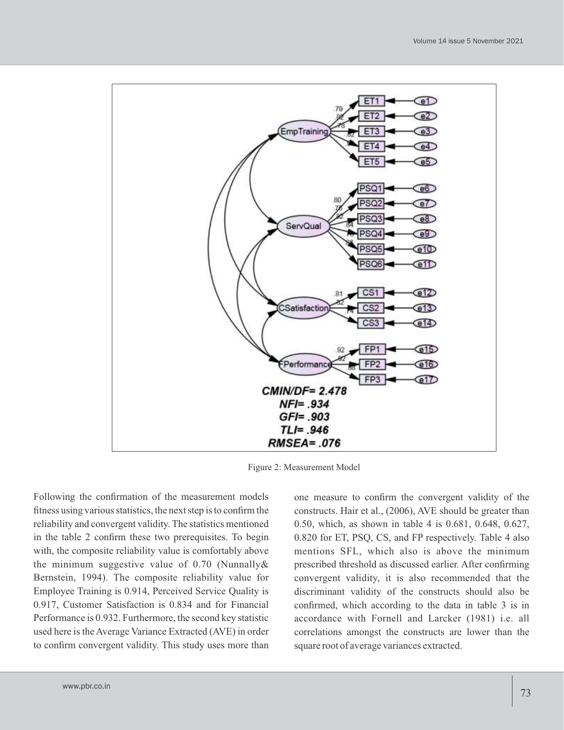Figure 2: Measurement Model

Following the confirmation of the measurement models fitness using various statistics, the next step is to confirm the reliability and convergent validity. The statistics mentioned in the table 2 confirm these two prerequisites. To begin with, the composite reliability value is comfortably above the minimum suggestive value of 0.70 (Nunnally& Bernstein, 1994). The composite reliability value for Employee Training is 0.914, Perceived Service Quality is 0.917, Customer Satisfaction is 0.834 and for Financial Performance is 0.932. Furthermore, the second key statistic used here is the Average Variance Extracted (AVE) in order to confirm convergent validity. This study uses more than one measure to confirm the convergent validity of the constructs. Hair et al., (2006), AVE should be greater than 0.50, which, as shown in table 4 is 0.681, 0.648, 0.627, 0.820 for ET, PSQ, CS, and FP respectively. Table 4 also mentions SFL, which also is above the minimum prescribed threshold as discussed earlier. After confirming convergent validity, it is also recommended that the discriminant validity of the constructs should also be confirmed, which according to the data in table 3 is in accordance with Fornell and Larcker (1981) i.e. all correlations amongst the constructs are lower than the square root of average variances extracted.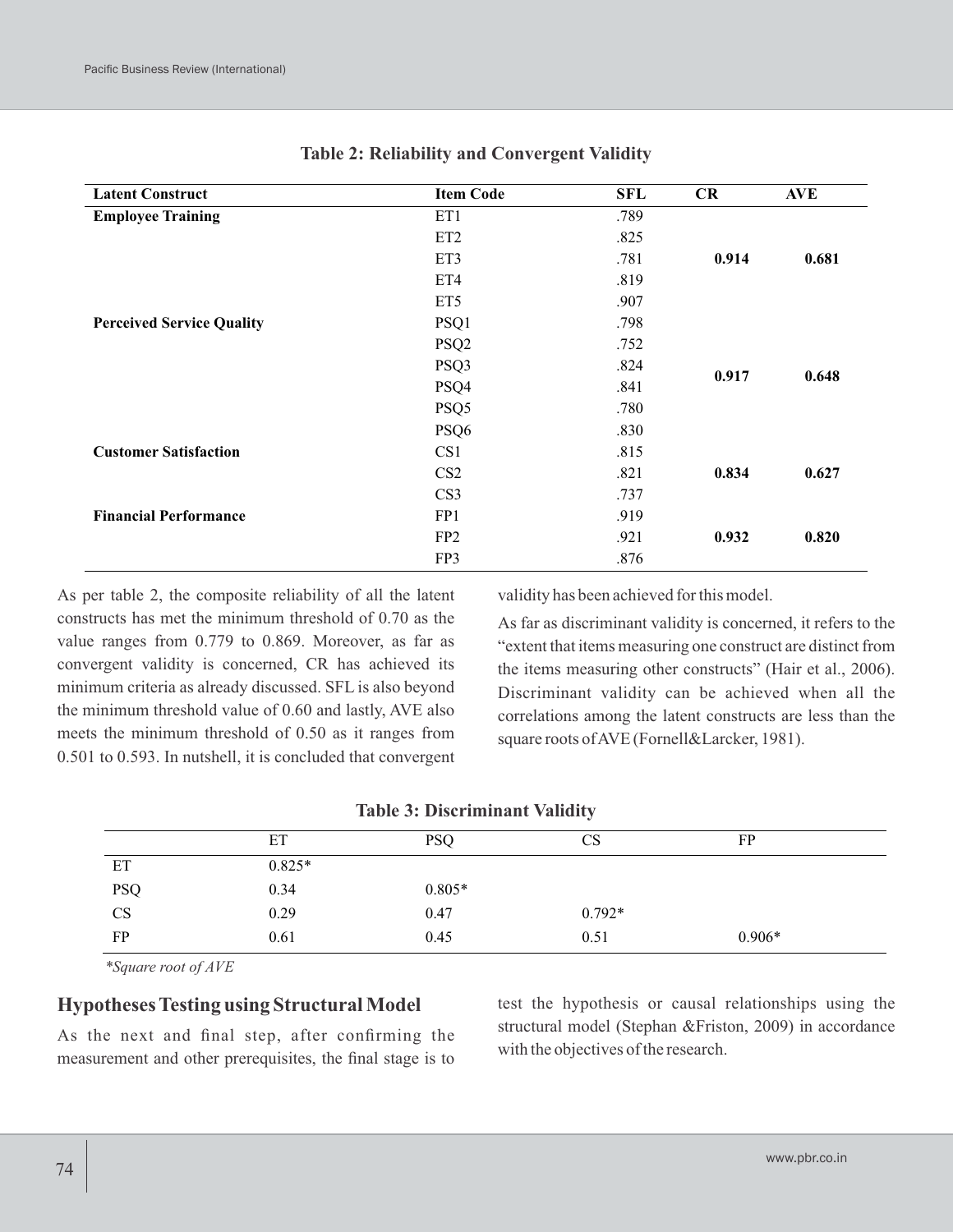**Table 2: Reliability and Convergent Validity**

| Latent Construct | Item Code | SFL | CR | AVE |
|---|---|---|---|---|
| **Employee Training** | ET1 | .789 | | |
| | ET2 | .825 | | |
| | ET3 | .781 | **0.914** | **0.681** |
| | ET4 | .819 | | |
| | ET5 | .907 | | |
| **Perceived Service Quality** | PSQ1 | .798 | | |
| | PSQ2 | .752 | | |
| | PSQ3 | .824 | **0.917** | **0.648** |
| | PSQ4 | .841 | | |
| | PSQ5 | .780 | | |
| | PSQ6 | .830 | | |
| **Customer Satisfaction** | CS1 | .815 | | |
| | CS2 | .821 | **0.834** | **0.627** |
| | CS3 | .737 | | |
| **Financial Performance** | FP1 | .919 | | |
| | FP2 | .921 | **0.932** | **0.820** |
| | FP3 | .876 | | |

As per table 2, the composite reliability of all the latent constructs has met the minimum threshold of 0.70 as the value ranges from 0.779 to 0.869. Moreover, as far as convergent validity is concerned, CR has achieved its minimum criteria as already discussed. SFL is also beyond the minimum threshold value of 0.60 and lastly, AVE also meets the minimum threshold of 0.50 as it ranges from 0.501 to 0.593. In nutshell, it is concluded that convergent validity has been achieved for this model.

As far as discriminant validity is concerned, it refers to the "extent that items measuring one construct are distinct from the items measuring other constructs" (Hair et al., 2006). Discriminant validity can be achieved when all the correlations among the latent constructs are less than the square roots of AVE (Fornell&Larcker, 1981).

**Table 3: Discriminant Validity**

| | ET | PSQ | CS | FP |
|---|---|---|---|---|
| ET | 0.825* | | | |
| PSQ | 0.34 | 0.805* | | |
| CS | 0.29 | 0.47 | 0.792* | |
| FP | 0.61 | 0.45 | 0.51 | 0.906* |

*\*Square root of AVE*

## Hypotheses Testing using Structural Model

As the next and final step, after confirming the measurement and other prerequisites, the final stage is to test the hypothesis or causal relationships using the structural model (Stephan &Friston, 2009) in accordance with the objectives of the research.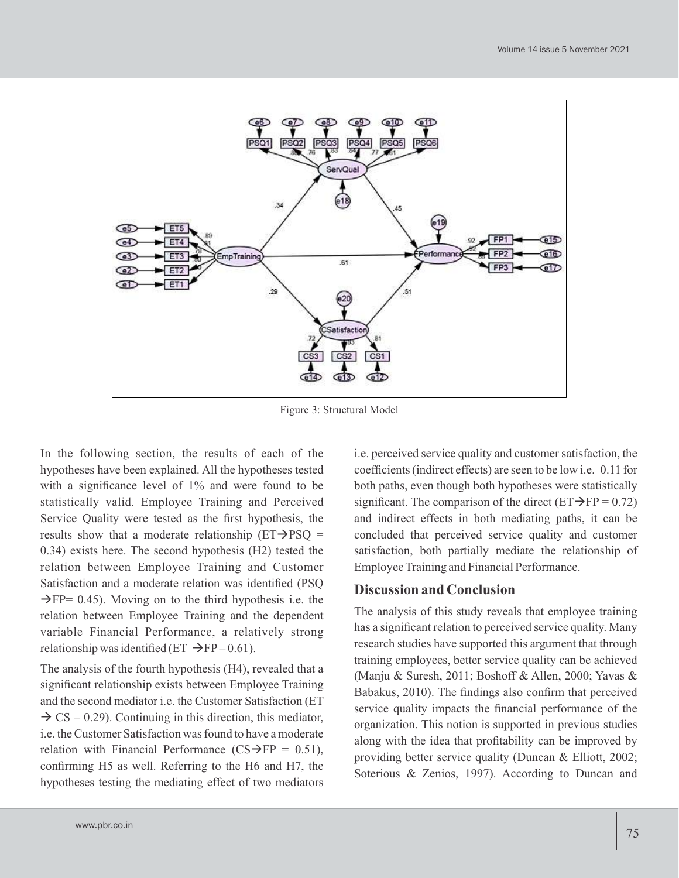Figure 3: Structural Model

In the following section, the results of each of the hypotheses have been explained. All the hypotheses tested with a significance level of 1% and were found to be statistically valid. Employee Training and Perceived Service Quality were tested as the first hypothesis, the results show that a moderate relationship (ET→PSQ = 0.34) exists here. The second hypothesis (H2) tested the relation between Employee Training and Customer Satisfaction and a moderate relation was identified (PSQ →FP= 0.45). Moving on to the third hypothesis i.e. the relation between Employee Training and the dependent variable Financial Performance, a relatively strong relationship was identified (ET →FP = 0.61).

The analysis of the fourth hypothesis (H4), revealed that a significant relationship exists between Employee Training and the second mediator i.e. the Customer Satisfaction (ET → CS = 0.29). Continuing in this direction, this mediator, i.e. the Customer Satisfaction was found to have a moderate relation with Financial Performance (CS→FP = 0.51), confirming H5 as well. Referring to the H6 and H7, the hypotheses testing the mediating effect of two mediators i.e. perceived service quality and customer satisfaction, the coefficients (indirect effects) are seen to be low i.e. 0.11 for both paths, even though both hypotheses were statistically significant. The comparison of the direct (ET→FP = 0.72) and indirect effects in both mediating paths, it can be concluded that perceived service quality and customer satisfaction, both partially mediate the relationship of Employee Training and Financial Performance.

## Discussion and Conclusion

The analysis of this study reveals that employee training has a significant relation to perceived service quality. Many research studies have supported this argument that through training employees, better service quality can be achieved (Manju & Suresh, 2011; Boshoff & Allen, 2000; Yavas & Babakus, 2010). The findings also confirm that perceived service quality impacts the financial performance of the organization. This notion is supported in previous studies along with the idea that profitability can be improved by providing better service quality (Duncan & Elliott, 2002; Soterious & Zenios, 1997). According to Duncan and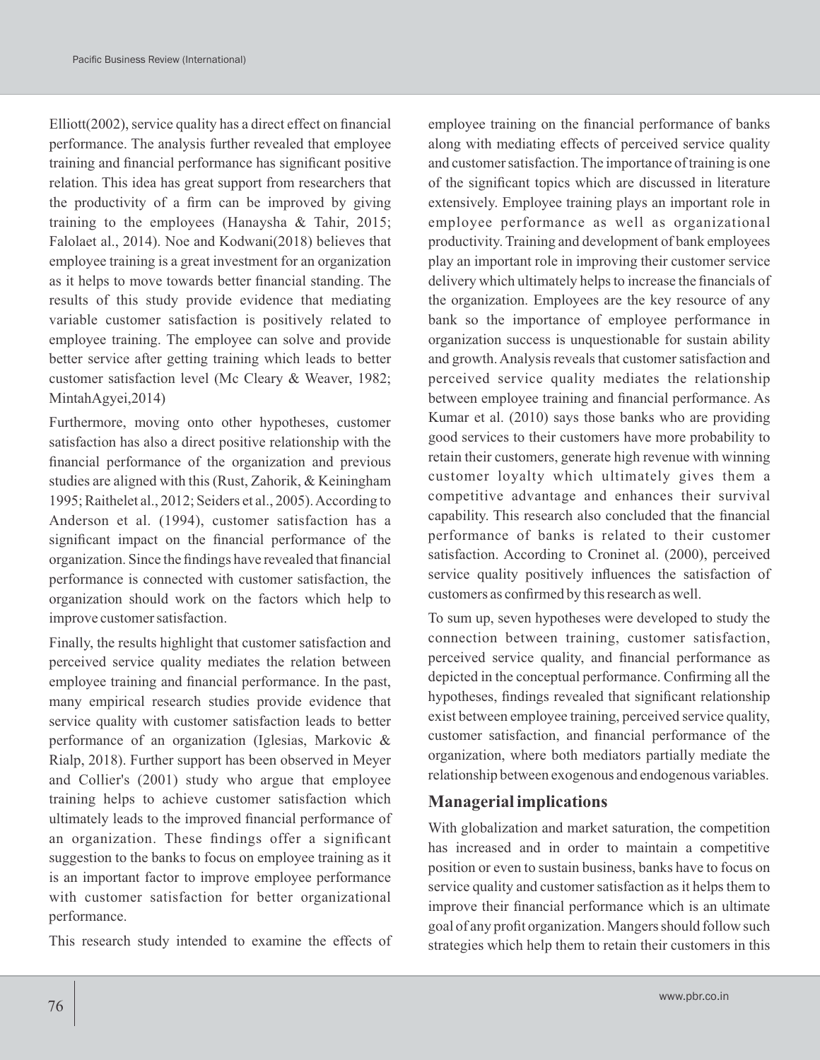Elliott(2002), service quality has a direct effect on financial performance. The analysis further revealed that employee training and financial performance has significant positive relation. This idea has great support from researchers that the productivity of a firm can be improved by giving training to the employees (Hanaysha & Tahir, 2015; Falolaet al., 2014). Noe and Kodwani(2018) believes that employee training is a great investment for an organization as it helps to move towards better financial standing. The results of this study provide evidence that mediating variable customer satisfaction is positively related to employee training. The employee can solve and provide better service after getting training which leads to better customer satisfaction level (Mc Cleary & Weaver, 1982; MintahAgyei,2014)

Furthermore, moving onto other hypotheses, customer satisfaction has also a direct positive relationship with the financial performance of the organization and previous studies are aligned with this (Rust, Zahorik, & Keiningham 1995; Raithelet al., 2012; Seiders et al., 2005). According to Anderson et al. (1994), customer satisfaction has a significant impact on the financial performance of the organization. Since the findings have revealed that financial performance is connected with customer satisfaction, the organization should work on the factors which help to improve customer satisfaction.

Finally, the results highlight that customer satisfaction and perceived service quality mediates the relation between employee training and financial performance. In the past, many empirical research studies provide evidence that service quality with customer satisfaction leads to better performance of an organization (Iglesias, Markovic & Rialp, 2018). Further support has been observed in Meyer and Collier's (2001) study who argue that employee training helps to achieve customer satisfaction which ultimately leads to the improved financial performance of an organization. These findings offer a significant suggestion to the banks to focus on employee training as it is an important factor to improve employee performance with customer satisfaction for better organizational performance.

This research study intended to examine the effects of employee training on the financial performance of banks along with mediating effects of perceived service quality and customer satisfaction. The importance of training is one of the significant topics which are discussed in literature extensively. Employee training plays an important role in employee performance as well as organizational productivity. Training and development of bank employees play an important role in improving their customer service delivery which ultimately helps to increase the financials of the organization. Employees are the key resource of any bank so the importance of employee performance in organization success is unquestionable for sustain ability and growth. Analysis reveals that customer satisfaction and perceived service quality mediates the relationship between employee training and financial performance. As Kumar et al. (2010) says those banks who are providing good services to their customers have more probability to retain their customers, generate high revenue with winning customer loyalty which ultimately gives them a competitive advantage and enhances their survival capability. This research also concluded that the financial performance of banks is related to their customer satisfaction. According to Croninet al. (2000), perceived service quality positively influences the satisfaction of customers as confirmed by this research as well.

To sum up, seven hypotheses were developed to study the connection between training, customer satisfaction, perceived service quality, and financial performance as depicted in the conceptual performance. Confirming all the hypotheses, findings revealed that significant relationship exist between employee training, perceived service quality, customer satisfaction, and financial performance of the organization, where both mediators partially mediate the relationship between exogenous and endogenous variables.

## Managerial implications

With globalization and market saturation, the competition has increased and in order to maintain a competitive position or even to sustain business, banks have to focus on service quality and customer satisfaction as it helps them to improve their financial performance which is an ultimate goal of any profit organization. Mangers should follow such strategies which help them to retain their customers in this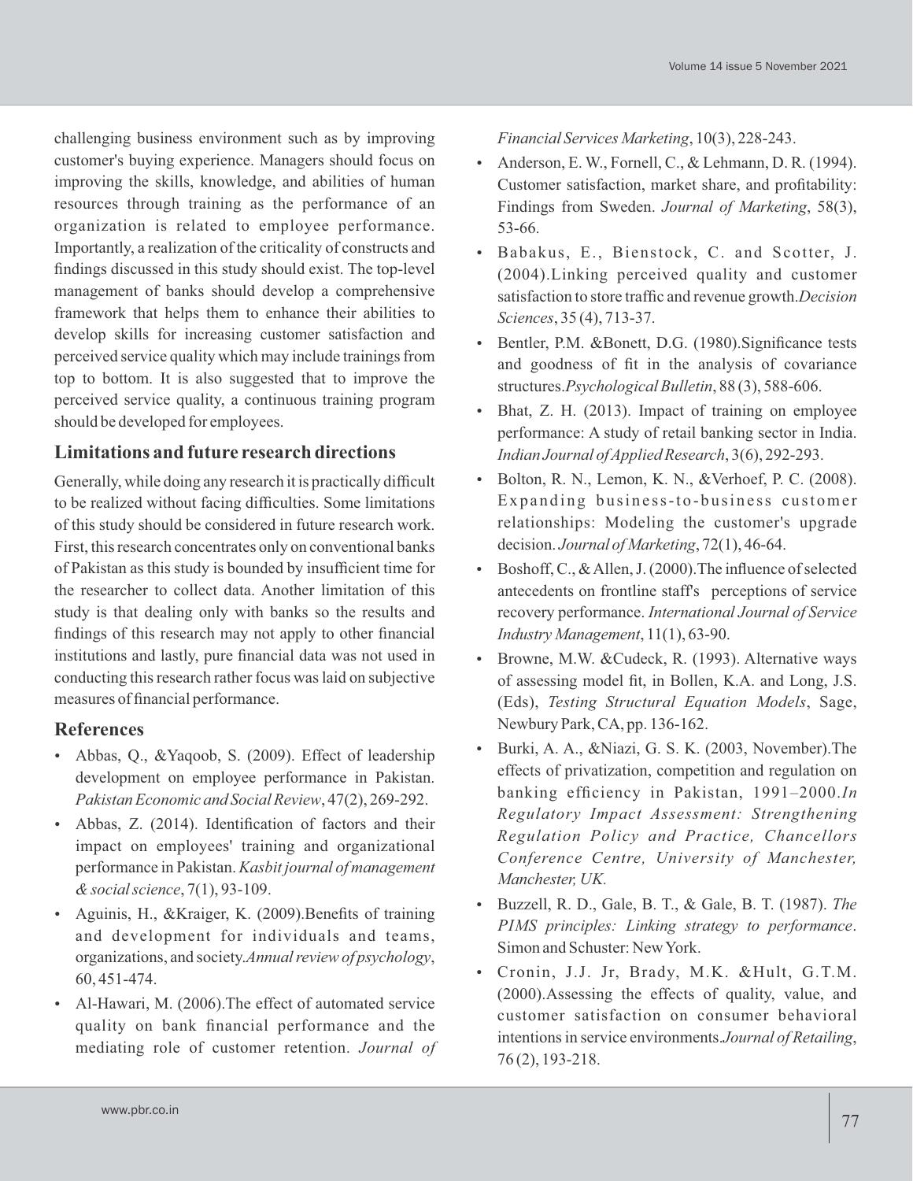challenging business environment such as by improving customer's buying experience. Managers should focus on improving the skills, knowledge, and abilities of human resources through training as the performance of an organization is related to employee performance. Importantly, a realization of the criticality of constructs and findings discussed in this study should exist. The top-level management of banks should develop a comprehensive framework that helps them to enhance their abilities to develop skills for increasing customer satisfaction and perceived service quality which may include trainings from top to bottom. It is also suggested that to improve the perceived service quality, a continuous training program should be developed for employees.

## Limitations and future research directions

Generally, while doing any research it is practically difficult to be realized without facing difficulties. Some limitations of this study should be considered in future research work. First, this research concentrates only on conventional banks of Pakistan as this study is bounded by insufficient time for the researcher to collect data. Another limitation of this study is that dealing only with banks so the results and findings of this research may not apply to other financial institutions and lastly, pure financial data was not used in conducting this research rather focus was laid on subjective measures of financial performance.

## References

- Abbas, Q., &Yaqoob, S. (2009). Effect of leadership development on employee performance in Pakistan. *Pakistan Economic and Social Review*, 47(2), 269-292.
- Abbas, Z. (2014). Identification of factors and their impact on employees' training and organizational performance in Pakistan. *Kasbit journal of management & social science*, 7(1), 93-109.
- Aguinis, H., &Kraiger, K. (2009).Benefits of training and development for individuals and teams, organizations, and society.*Annual review of psychology*, 60, 451-474.
- Al-Hawari, M. (2006).The effect of automated service quality on bank financial performance and the mediating role of customer retention. *Journal of Financial Services Marketing*, 10(3), 228-243.
- Anderson, E. W., Fornell, C., & Lehmann, D. R. (1994). Customer satisfaction, market share, and profitability: Findings from Sweden. *Journal of Marketing*, 58(3), 53-66.
- Babakus, E., Bienstock, C. and Scotter, J. (2004).Linking perceived quality and customer satisfaction to store traffic and revenue growth.*Decision Sciences*, 35 (4), 713-37.
- Bentler, P.M. &Bonett, D.G. (1980).Significance tests and goodness of fit in the analysis of covariance structures.*Psychological Bulletin*, 88 (3), 588-606.
- Bhat, Z. H. (2013). Impact of training on employee performance: A study of retail banking sector in India. *Indian Journal of Applied Research*, 3(6), 292-293.
- Bolton, R. N., Lemon, K. N., &Verhoef, P. C. (2008). Expanding business-to-business customer relationships: Modeling the customer's upgrade decision. *Journal of Marketing*, 72(1), 46-64.
- Boshoff, C., & Allen, J. (2000).The influence of selected antecedents on frontline staff's perceptions of service recovery performance. *International Journal of Service Industry Management*, 11(1), 63-90.
- Browne, M.W. &Cudeck, R. (1993). Alternative ways of assessing model fit, in Bollen, K.A. and Long, J.S. (Eds), *Testing Structural Equation Models*, Sage, Newbury Park, CA, pp. 136-162.
- Burki, A. A., &Niazi, G. S. K. (2003, November).The effects of privatization, competition and regulation on banking efficiency in Pakistan, 1991–2000.*In Regulatory Impact Assessment: Strengthening Regulation Policy and Practice, Chancellors Conference Centre, University of Manchester, Manchester, UK.*
- Buzzell, R. D., Gale, B. T., & Gale, B. T. (1987). *The PIMS principles: Linking strategy to performance*. Simon and Schuster: New York.
- Cronin, J.J. Jr, Brady, M.K. &Hult, G.T.M. (2000).Assessing the effects of quality, value, and customer satisfaction on consumer behavioral intentions in service environments.*Journal of Retailing*, 76 (2), 193-218.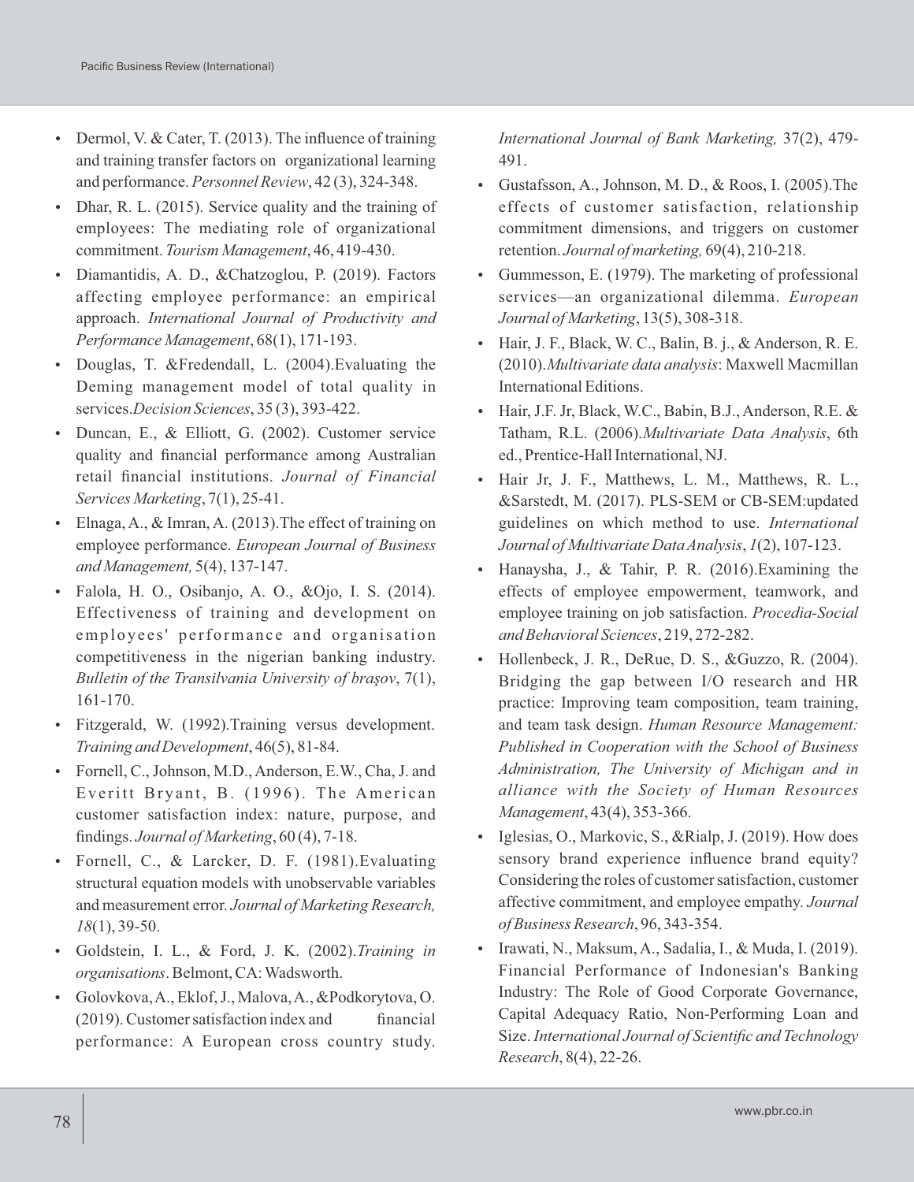- Dermol, V. & Cater, T. (2013). The influence of training and training transfer factors on organizational learning and performance. *Personnel Review*, 42 (3), 324-348.
- Dhar, R. L. (2015). Service quality and the training of employees: The mediating role of organizational commitment. *Tourism Management*, 46, 419-430.
- Diamantidis, A. D., &Chatzoglou, P. (2019). Factors affecting employee performance: an empirical approach. *International Journal of Productivity and Performance Management*, 68(1), 171-193.
- Douglas, T. &Fredendall, L. (2004).Evaluating the Deming management model of total quality in services.*Decision Sciences*, 35 (3), 393-422.
- Duncan, E., & Elliott, G. (2002). Customer service quality and financial performance among Australian retail financial institutions. *Journal of Financial Services Marketing*, 7(1), 25-41.
- Elnaga, A., & Imran, A. (2013).The effect of training on employee performance. *European Journal of Business and Management,* 5(4), 137-147.
- Falola, H. O., Osibanjo, A. O., &Ojo, I. S. (2014). Effectiveness of training and development on employees' performance and organisation competitiveness in the nigerian banking industry. *Bulletin of the Transilvania University of braşov*, 7(1), 161-170.
- Fitzgerald, W. (1992).Training versus development. *Training and Development*, 46(5), 81-84.
- Fornell, C., Johnson, M.D., Anderson, E.W., Cha, J. and Everitt Bryant, B. (1996). The American customer satisfaction index: nature, purpose, and findings. *Journal of Marketing*, 60 (4), 7-18.
- Fornell, C., & Larcker, D. F. (1981).Evaluating structural equation models with unobservable variables and measurement error. *Journal of Marketing Research, 18*(1), 39-50.
- Goldstein, I. L., & Ford, J. K. (2002).*Training in organisations*. Belmont, CA: Wadsworth.
- Golovkova, A., Eklof, J., Malova, A., &Podkorytova, O. (2019). Customer satisfaction index and financial performance: A European cross country study. *International Journal of Bank Marketing,* 37(2), 479-491.
- Gustafsson, A., Johnson, M. D., & Roos, I. (2005).The effects of customer satisfaction, relationship commitment dimensions, and triggers on customer retention. *Journal of marketing,* 69(4), 210-218.
- Gummesson, E. (1979). The marketing of professional services—an organizational dilemma. *European Journal of Marketing*, 13(5), 308-318.
- Hair, J. F., Black, W. C., Balin, B. j., & Anderson, R. E. (2010).*Multivariate data analysis*: Maxwell Macmillan International Editions.
- Hair, J.F. Jr, Black, W.C., Babin, B.J., Anderson, R.E. & Tatham, R.L. (2006).*Multivariate Data Analysis*, 6th ed., Prentice-Hall International, NJ.
- Hair Jr, J. F., Matthews, L. M., Matthews, R. L., &Sarstedt, M. (2017). PLS-SEM or CB-SEM:updated guidelines on which method to use. *International Journal of Multivariate Data Analysis*, *1*(2), 107-123.
- Hanaysha, J., & Tahir, P. R. (2016).Examining the effects of employee empowerment, teamwork, and employee training on job satisfaction. *Procedia-Social and Behavioral Sciences*, 219, 272-282.
- Hollenbeck, J. R., DeRue, D. S., &Guzzo, R. (2004). Bridging the gap between I/O research and HR practice: Improving team composition, team training, and team task design. *Human Resource Management: Published in Cooperation with the School of Business Administration, The University of Michigan and in alliance with the Society of Human Resources Management*, 43(4), 353-366.
- Iglesias, O., Markovic, S., &Rialp, J. (2019). How does sensory brand experience influence brand equity? Considering the roles of customer satisfaction, customer affective commitment, and employee empathy. *Journal of Business Research*, 96, 343-354.
- Irawati, N., Maksum, A., Sadalia, I., & Muda, I. (2019). Financial Performance of Indonesian's Banking Industry: The Role of Good Corporate Governance, Capital Adequacy Ratio, Non-Performing Loan and Size. *International Journal of Scientific and Technology Research*, 8(4), 22-26.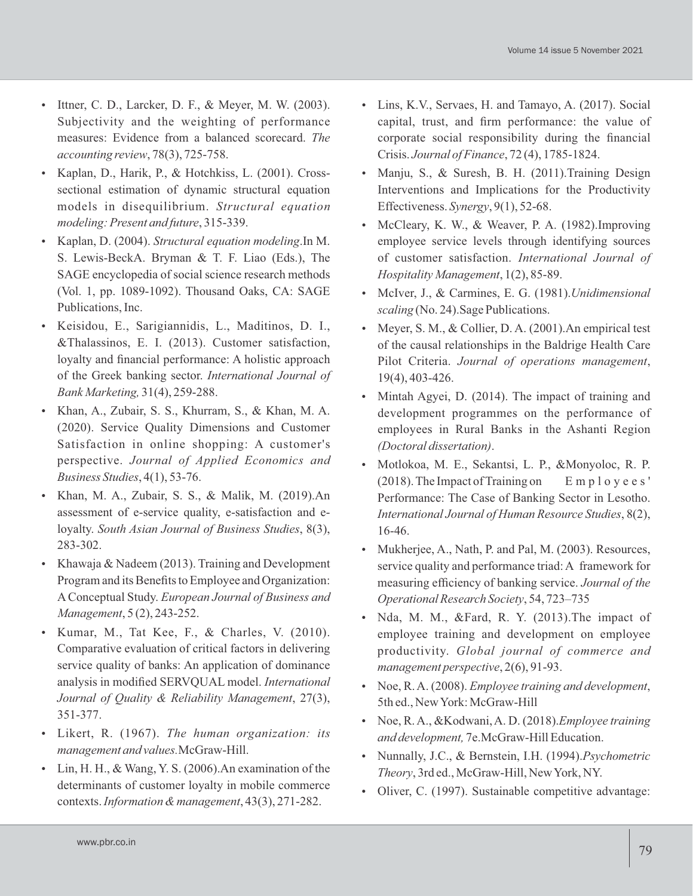- Ittner, C. D., Larcker, D. F., & Meyer, M. W. (2003). Subjectivity and the weighting of performance measures: Evidence from a balanced scorecard. *The accounting review*, 78(3), 725-758.
- Kaplan, D., Harik, P., & Hotchkiss, L. (2001). Cross-sectional estimation of dynamic structural equation models in disequilibrium. *Structural equation modeling: Present and future*, 315-339.
- Kaplan, D. (2004). *Structural equation modeling*.In M. S. Lewis-BeckA. Bryman & T. F. Liao (Eds.), The SAGE encyclopedia of social science research methods (Vol. 1, pp. 1089-1092). Thousand Oaks, CA: SAGE Publications, Inc.
- Keisidou, E., Sarigiannidis, L., Maditinos, D. I., &Thalassinos, E. I. (2013). Customer satisfaction, loyalty and financial performance: A holistic approach of the Greek banking sector. *International Journal of Bank Marketing,* 31(4), 259-288.
- Khan, A., Zubair, S. S., Khurram, S., & Khan, M. A. (2020). Service Quality Dimensions and Customer Satisfaction in online shopping: A customer's perspective. *Journal of Applied Economics and Business Studies*, 4(1), 53-76.
- Khan, M. A., Zubair, S. S., & Malik, M. (2019).An assessment of e-service quality, e-satisfaction and e-loyalty. *South Asian Journal of Business Studies*, 8(3), 283-302.
- Khawaja & Nadeem (2013). Training and Development Program and its Benefits to Employee and Organization: A Conceptual Study. *European Journal of Business and Management*, 5 (2), 243-252.
- Kumar, M., Tat Kee, F., & Charles, V. (2010). Comparative evaluation of critical factors in delivering service quality of banks: An application of dominance analysis in modified SERVQUAL model. *International Journal of Quality & Reliability Management*, 27(3), 351-377.
- Likert, R. (1967). *The human organization: its management and values.*McGraw-Hill.
- Lin, H. H., & Wang, Y. S. (2006).An examination of the determinants of customer loyalty in mobile commerce contexts. *Information & management*, 43(3), 271-282.
- Lins, K.V., Servaes, H. and Tamayo, A. (2017). Social capital, trust, and firm performance: the value of corporate social responsibility during the financial Crisis. *Journal of Finance*, 72 (4), 1785-1824.
- Manju, S., & Suresh, B. H. (2011).Training Design Interventions and Implications for the Productivity Effectiveness. *Synergy*, 9(1), 52-68.
- McCleary, K. W., & Weaver, P. A. (1982).Improving employee service levels through identifying sources of customer satisfaction. *International Journal of Hospitality Management*, 1(2), 85-89.
- McIver, J., & Carmines, E. G. (1981).*Unidimensional scaling* (No. 24).Sage Publications.
- Meyer, S. M., & Collier, D. A. (2001).An empirical test of the causal relationships in the Baldrige Health Care Pilot Criteria. *Journal of operations management*, 19(4), 403-426.
- Mintah Agyei, D. (2014). The impact of training and development programmes on the performance of employees in Rural Banks in the Ashanti Region *(Doctoral dissertation)*.
- Motlokoa, M. E., Sekantsi, L. P., &Monyoloc, R. P. (2018). The Impact of Training on Employees' Performance: The Case of Banking Sector in Lesotho. *International Journal of Human Resource Studies*, 8(2), 16-46.
- Mukherjee, A., Nath, P. and Pal, M. (2003). Resources, service quality and performance triad: A framework for measuring efficiency of banking service. *Journal of the Operational Research Society*, 54, 723–735
- Nda, M. M., &Fard, R. Y. (2013).The impact of employee training and development on employee productivity. *Global journal of commerce and management perspective*, 2(6), 91-93.
- Noe, R. A. (2008). *Employee training and development*, 5th ed., New York: McGraw-Hill
- Noe, R. A., &Kodwani, A. D. (2018).*Employee training and development,* 7e.McGraw-Hill Education.
- Nunnally, J.C., & Bernstein, I.H. (1994).*Psychometric Theory*, 3rd ed., McGraw-Hill, New York, NY.
- Oliver, C. (1997). Sustainable competitive advantage: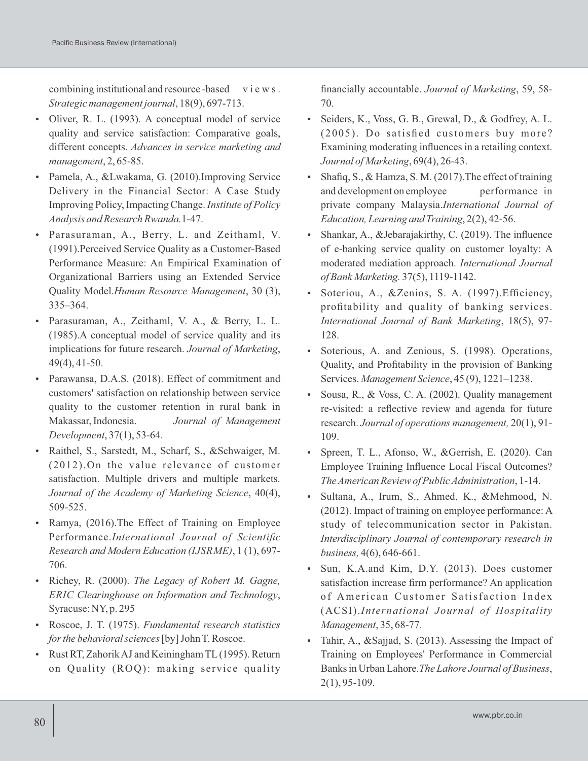combining institutional and resource -based views. *Strategic management journal*, 18(9), 697-713.

- Oliver, R. L. (1993). A conceptual model of service quality and service satisfaction: Comparative goals, different concepts. *Advances in service marketing and management*, 2, 65-85.
- Pamela, A., &Lwakama, G. (2010).Improving Service Delivery in the Financial Sector: A Case Study Improving Policy, Impacting Change. *Institute of Policy Analysis and Research Rwanda.* 1-47.
- Parasuraman, A., Berry, L. and Zeithaml, V. (1991).Perceived Service Quality as a Customer-Based Performance Measure: An Empirical Examination of Organizational Barriers using an Extended Service Quality Model.*Human Resource Management*, 30 (3), 335–364.
- Parasuraman, A., Zeithaml, V. A., & Berry, L. L. (1985).A conceptual model of service quality and its implications for future research. *Journal of Marketing*, 49(4), 41-50.
- Parawansa, D.A.S. (2018). Effect of commitment and customers' satisfaction on relationship between service quality to the customer retention in rural bank in Makassar, Indonesia. *Journal of Management Development*, 37(1), 53-64.
- Raithel, S., Sarstedt, M., Scharf, S., &Schwaiger, M. (2012).On the value relevance of customer satisfaction. Multiple drivers and multiple markets. *Journal of the Academy of Marketing Science*, 40(4), 509-525.
- Ramya, (2016).The Effect of Training on Employee Performance.*International Journal of Scientific Research and Modern Education (IJSRME)*, 1 (1), 697-706.
- Richey, R. (2000). *The Legacy of Robert M. Gagne, ERIC Clearinghouse on Information and Technology*, Syracuse: NY, p. 295
- Roscoe, J. T. (1975). *Fundamental research statistics for the behavioral sciences* [by] John T. Roscoe.
- Rust RT, Zahorik AJ and Keiningham TL (1995). Return on Quality (ROQ): making service quality financially accountable. *Journal of Marketing*, 59, 58-70.
- Seiders, K., Voss, G. B., Grewal, D., & Godfrey, A. L. (2005). Do satisfied customers buy more? Examining moderating influences in a retailing context. *Journal of Marketing*, 69(4), 26-43.
- Shafiq, S., & Hamza, S. M. (2017).The effect of training and development on employee performance in private company Malaysia.*International Journal of Education, Learning and Training*, 2(2), 42-56.
- Shankar, A., &Jebarajakirthy, C. (2019). The influence of e-banking service quality on customer loyalty: A moderated mediation approach. *International Journal of Bank Marketing.* 37(5), 1119-1142.
- Soteriou, A., &Zenios, S. A. (1997).Efficiency, profitability and quality of banking services. *International Journal of Bank Marketing*, 18(5), 97-128.
- Soterious, A. and Zenious, S. (1998). Operations, Quality, and Profitability in the provision of Banking Services. *Management Science*, 45 (9), 1221–1238.
- Sousa, R., & Voss, C. A. (2002). Quality management re-visited: a reflective review and agenda for future research. *Journal of operations management,* 20(1), 91-109.
- Spreen, T. L., Afonso, W., &Gerrish, E. (2020). Can Employee Training Influence Local Fiscal Outcomes? *The American Review of Public Administration*, 1-14.
- Sultana, A., Irum, S., Ahmed, K., &Mehmood, N. (2012). Impact of training on employee performance: A study of telecommunication sector in Pakistan. *Interdisciplinary Journal of contemporary research in business,* 4(6), 646-661.
- Sun, K.A.and Kim, D.Y. (2013). Does customer satisfaction increase firm performance? An application of American Customer Satisfaction Index (ACSI).*International Journal of Hospitality Management*, 35, 68-77.
- Tahir, A., &Sajjad, S. (2013). Assessing the Impact of Training on Employees' Performance in Commercial Banks in Urban Lahore.*The Lahore Journal of Business*, 2(1), 95-109.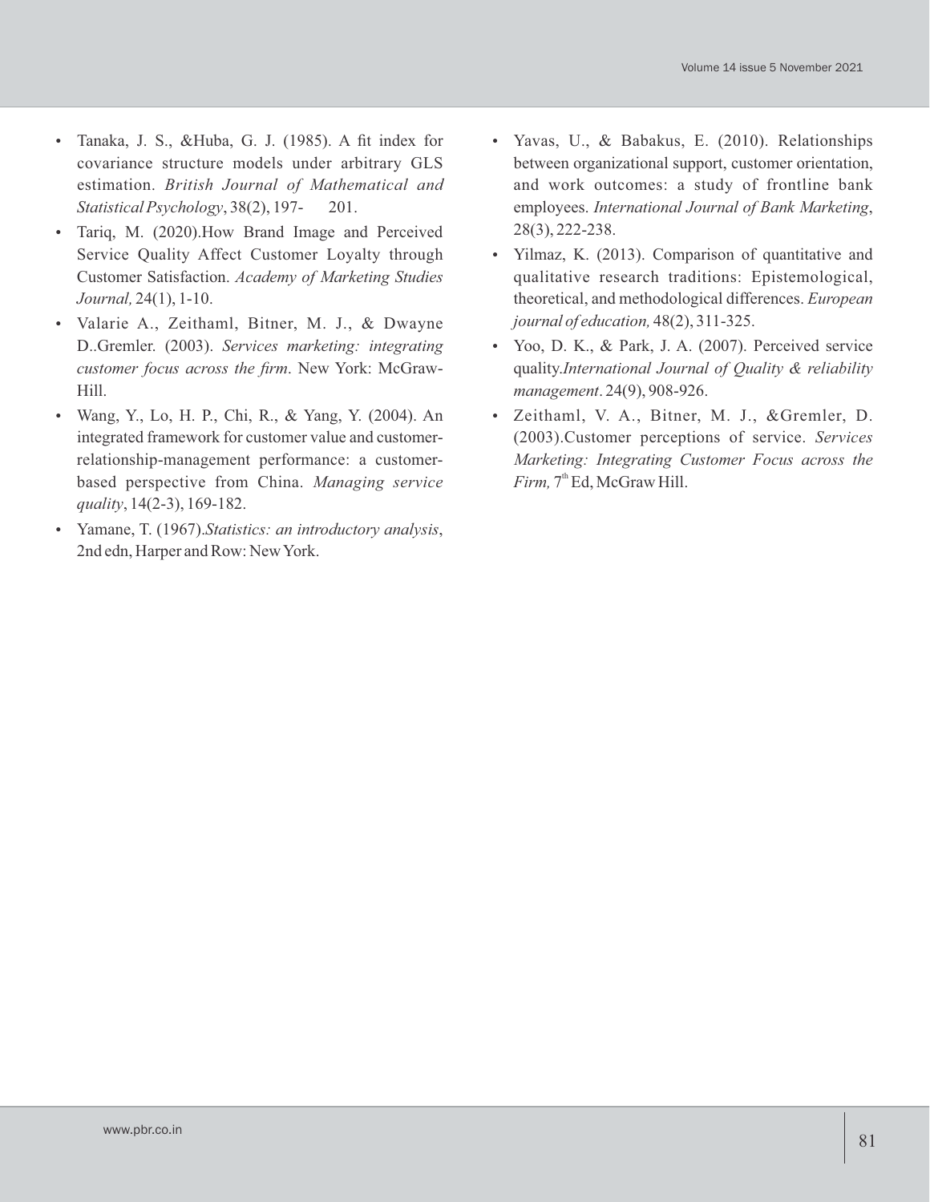- Tanaka, J. S., &Huba, G. J. (1985). A fit index for covariance structure models under arbitrary GLS estimation. *British Journal of Mathematical and Statistical Psychology*, 38(2), 197- 201.
- Tariq, M. (2020).How Brand Image and Perceived Service Quality Affect Customer Loyalty through Customer Satisfaction. *Academy of Marketing Studies Journal,* 24(1), 1-10.
- Valarie A., Zeithaml, Bitner, M. J., & Dwayne D..Gremler. (2003). *Services marketing: integrating customer focus across the firm*. New York: McGraw-Hill.
- Wang, Y., Lo, H. P., Chi, R., & Yang, Y. (2004). An integrated framework for customer value and customer-relationship-management performance: a customer-based perspective from China. *Managing service quality*, 14(2-3), 169-182.
- Yamane, T. (1967).*Statistics: an introductory analysis*, 2nd edn, Harper and Row: New York.
- Yavas, U., & Babakus, E. (2010). Relationships between organizational support, customer orientation, and work outcomes: a study of frontline bank employees. *International Journal of Bank Marketing*, 28(3), 222-238.
- Yilmaz, K. (2013). Comparison of quantitative and qualitative research traditions: Epistemological, theoretical, and methodological differences. *European journal of education,* 48(2), 311-325.
- Yoo, D. K., & Park, J. A. (2007). Perceived service quality.*International Journal of Quality & reliability management*. 24(9), 908-926.
- Zeithaml, V. A., Bitner, M. J., &Gremler, D. (2003).Customer perceptions of service. *Services Marketing: Integrating Customer Focus across the Firm,* 7th Ed, McGraw Hill.